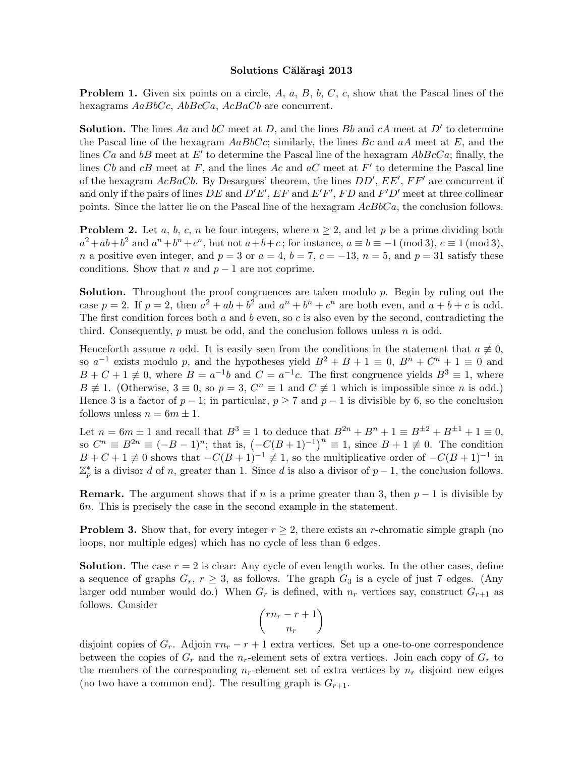# Solutions Călăraşi 2013

**Problem 1.** Given six points on a circle, $A$, $a$, $B$, $b$, $C$, $c$, show that the Pascal lines of the hexagrams $AaBbCc$, $AbBcCa$, $AcBaCb$ are concurrent.

**Solution.** The lines $Aa$ and $bC$ meet at $D$, and the lines $Bb$ and $cA$ meet at $D'$ to determine the Pascal line of the hexagram $AaBbCc$; similarly, the lines $Bc$ and $aA$ meet at $E$, and the lines $Ca$ and $bB$ meet at $E'$ to determine the Pascal line of the hexagram $AbBcCa$; finally, the lines $Cb$ and $cB$ meet at $F$, and the lines $Ac$ and $aC$ meet at $F'$ to determine the Pascal line of the hexagram $AcBaCb$. By Desargues' theorem, the lines $DD'$, $EE'$, $FF'$ are concurrent if and only if the pairs of lines $DE$ and $D'E'$, $EF$ and $E'F'$, $FD$ and $F'D'$ meet at three collinear points. Since the latter lie on the Pascal line of the hexagram $AcBbCa$, the conclusion follows.

**Problem 2.** Let $a$, $b$, $c$, $n$ be four integers, where $n \geq 2$, and let $p$ be a prime dividing both $a^2+ab+b^2$ and $a^n+b^n+c^n$, but not $a+b+c$; for instance, $a \equiv b \equiv -1 \pmod 3$, $c \equiv 1 \pmod 3$, $n$ a positive even integer, and $p = 3$ or $a = 4$, $b = 7$, $c = -13$, $n = 5$, and $p = 31$ satisfy these conditions. Show that $n$ and $p - 1$ are not coprime.

**Solution.** Throughout the proof congruences are taken modulo $p$. Begin by ruling out the case $p = 2$. If $p = 2$, then $a^2 + ab + b^2$ and $a^n + b^n + c^n$ are both even, and $a + b + c$ is odd. The first condition forces both $a$ and $b$ even, so $c$ is also even by the second, contradicting the third. Consequently, $p$ must be odd, and the conclusion follows unless $n$ is odd.

Henceforth assume $n$ odd. It is easily seen from the conditions in the statement that $a \not\equiv 0$, so $a^{-1}$ exists modulo $p$, and the hypotheses yield $B^2 + B + 1 \equiv 0$, $B^n + C^n + 1 \equiv 0$ and $B + C + 1 \not\equiv 0$, where $B = a^{-1}b$ and $C = a^{-1}c$. The first congruence yields $B^3 \equiv 1$, where $B \not\equiv 1$. (Otherwise, $3 \equiv 0$, so $p = 3$, $C^n \equiv 1$ and $C \not\equiv 1$ which is impossible since $n$ is odd.) Hence 3 is a factor of $p - 1$; in particular, $p \geq 7$ and $p - 1$ is divisible by 6, so the conclusion follows unless $n = 6m \pm 1$.

Let $n = 6m \pm 1$ and recall that $B^3 \equiv 1$ to deduce that $B^{2n} + B^n + 1 \equiv B^{\pm 2} + B^{\pm 1} + 1 \equiv 0$, so $C^n \equiv B^{2n} \equiv (-B-1)^n$; that is, $\left(-C(B+1)^{-1}\right)^n \equiv 1$, since $B + 1 \not\equiv 0$. The condition $B + C + 1 \not\equiv 0$ shows that $-C(B+1)^{-1} \not\equiv 1$, so the multiplicative order of $-C(B+1)^{-1}$ in $\mathbb{Z}_p^*$ is a divisor $d$ of $n$, greater than 1. Since $d$ is also a divisor of $p-1$, the conclusion follows.

**Remark.** The argument shows that if $n$ is a prime greater than 3, then $p - 1$ is divisible by $6n$. This is precisely the case in the second example in the statement.

**Problem 3.** Show that, for every integer $r \geq 2$, there exists an $r$-chromatic simple graph (no loops, nor multiple edges) which has no cycle of less than 6 edges.

**Solution.** The case $r = 2$ is clear: Any cycle of even length works. In the other cases, define a sequence of graphs $G_r$, $r \geq 3$, as follows. The graph $G_3$ is a cycle of just 7 edges. (Any larger odd number would do.) When $G_r$ is defined, with $n_r$ vertices say, construct $G_{r+1}$ as follows. Consider

$$\binom{rn_r - r + 1}{n_r}$$

disjoint copies of $G_r$. Adjoin $rn_r - r + 1$ extra vertices. Set up a one-to-one correspondence between the copies of $G_r$ and the $n_r$-element sets of extra vertices. Join each copy of $G_r$ to the members of the corresponding $n_r$-element set of extra vertices by $n_r$ disjoint new edges (no two have a common end). The resulting graph is $G_{r+1}$.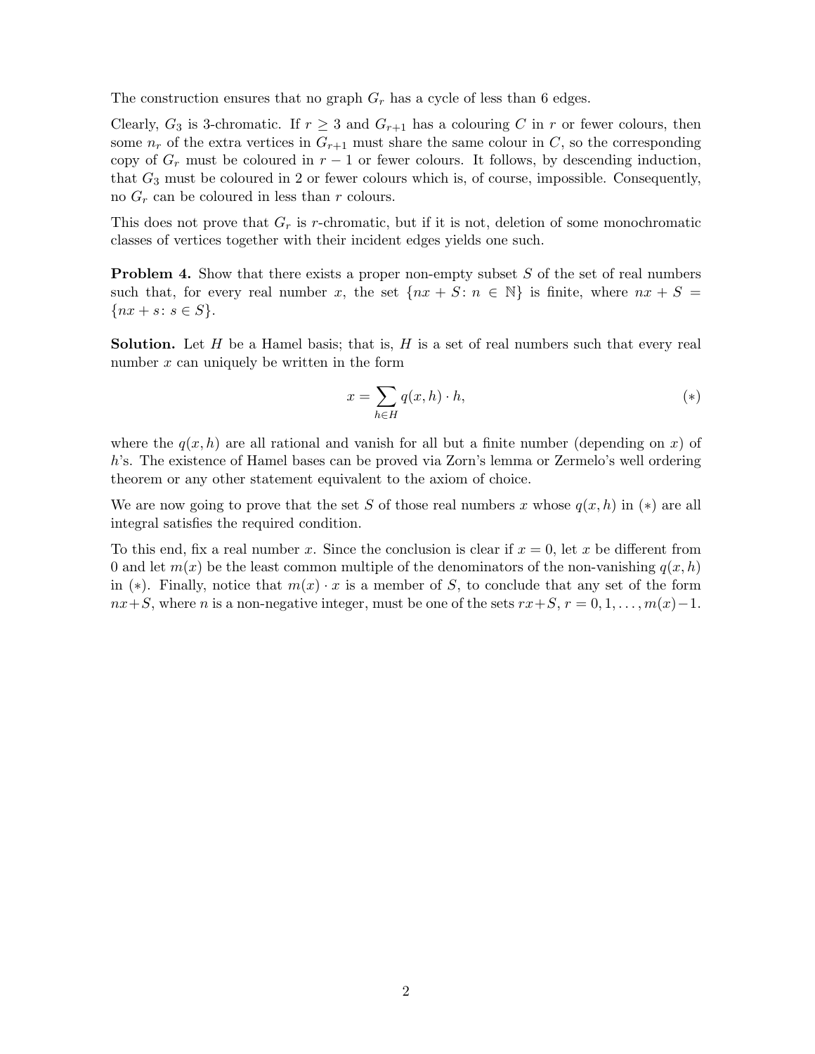The construction ensures that no graph $G_r$ has a cycle of less than 6 edges.

Clearly, $G_3$ is 3-chromatic. If $r \geq 3$ and $G_{r+1}$ has a colouring $C$ in $r$ or fewer colours, then some $n_r$ of the extra vertices in $G_{r+1}$ must share the same colour in $C$, so the corresponding copy of $G_r$ must be coloured in $r - 1$ or fewer colours. It follows, by descending induction, that $G_3$ must be coloured in 2 or fewer colours which is, of course, impossible. Consequently, no $G_r$ can be coloured in less than $r$ colours.

This does not prove that $G_r$ is $r$-chromatic, but if it is not, deletion of some monochromatic classes of vertices together with their incident edges yields one such.

**Problem 4.** Show that there exists a proper non-empty subset $S$ of the set of real numbers such that, for every real number $x$, the set $\{nx + S \colon n \in \mathbb{N}\}$ is finite, where $nx + S = \{nx + s \colon s \in S\}$.

**Solution.** Let $H$ be a Hamel basis; that is, $H$ is a set of real numbers such that every real number $x$ can uniquely be written in the form

$$x = \sum_{h \in H} q(x, h) \cdot h, \tag{$*$}$$

where the $q(x, h)$ are all rational and vanish for all but a finite number (depending on $x$) of $h$'s. The existence of Hamel bases can be proved via Zorn's lemma or Zermelo's well ordering theorem or any other statement equivalent to the axiom of choice.

We are now going to prove that the set $S$ of those real numbers $x$ whose $q(x, h)$ in $(*)$ are all integral satisfies the required condition.

To this end, fix a real number $x$. Since the conclusion is clear if $x = 0$, let $x$ be different from 0 and let $m(x)$ be the least common multiple of the denominators of the non-vanishing $q(x, h)$ in $(*)$. Finally, notice that $m(x) \cdot x$ is a member of $S$, to conclude that any set of the form $nx + S$, where $n$ is a non-negative integer, must be one of the sets $rx + S$, $r = 0, 1, \ldots, m(x) - 1$.